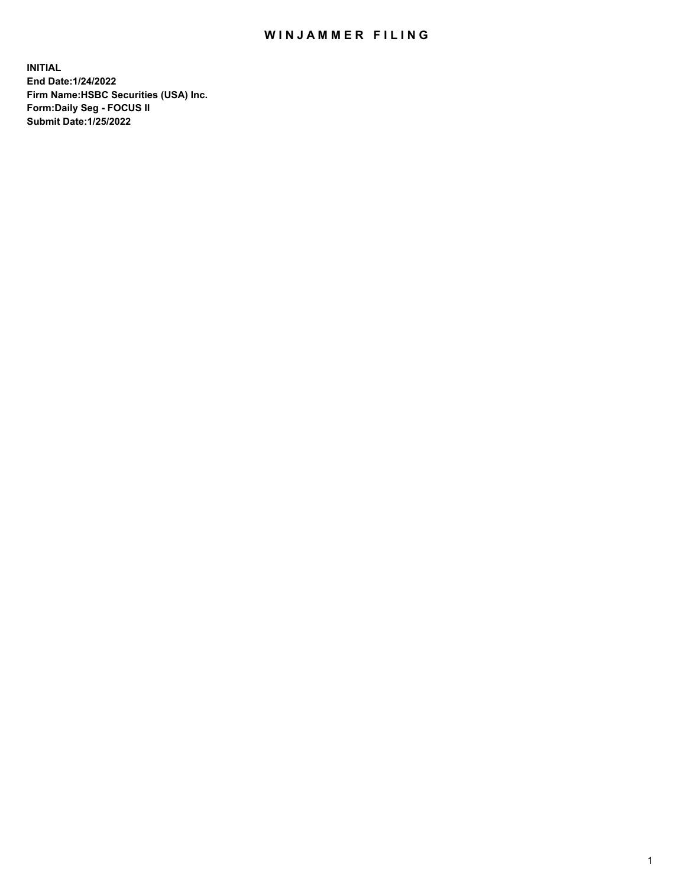# WINJAMMER FILING

**INITIAL**
**End Date:1/24/2022**
**Firm Name:HSBC Securities (USA) Inc.**
**Form:Daily Seg - FOCUS II**
**Submit Date:1/25/2022**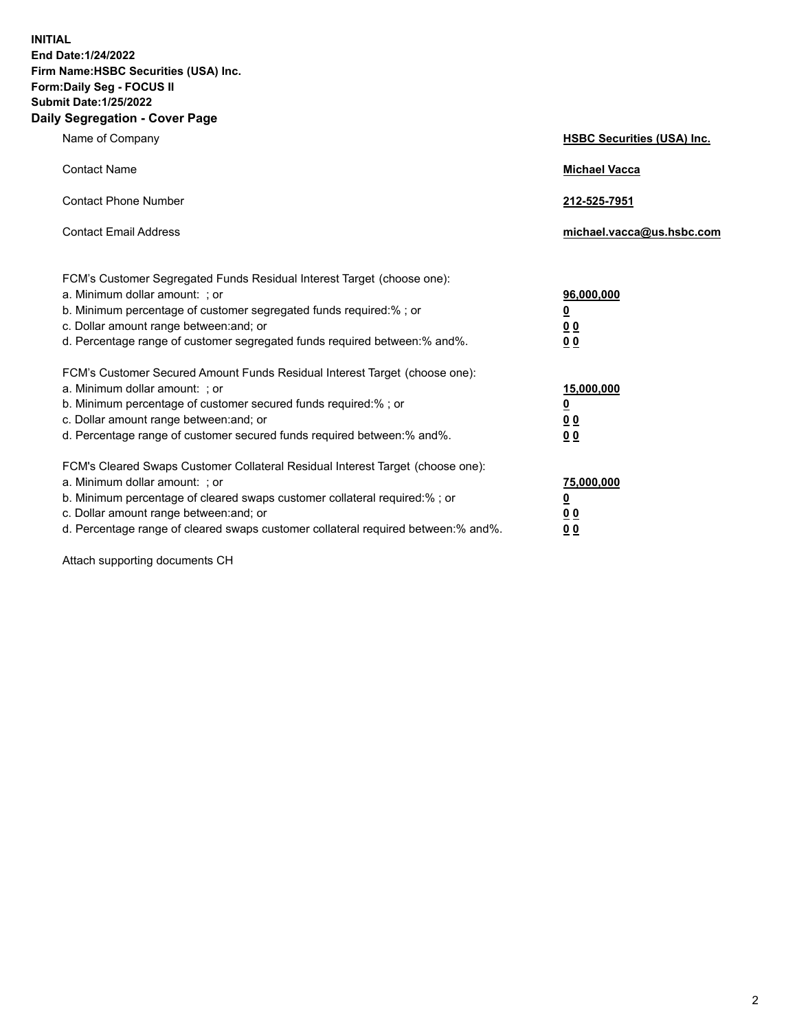**INITIAL**
**End Date:1/24/2022**
**Firm Name:HSBC Securities (USA) Inc.**
**Form:Daily Seg - FOCUS II**
**Submit Date:1/25/2022**

## Daily Segregation - Cover Page

| | |
|---|---|
| Name of Company | **HSBC Securities (USA) Inc.** |
| Contact Name | **Michael Vacca** |
| Contact Phone Number | **212-525-7951** |
| Contact Email Address | **michael.vacca@us.hsbc.com** |

| | |
|---|---|
| FCM's Customer Segregated Funds Residual Interest Target (choose one): | |
| a. Minimum dollar amount: ; or | **96,000,000** |
| b. Minimum percentage of customer segregated funds required:% ; or | **0** |
| c. Dollar amount range between:and; or | **0 0** |
| d. Percentage range of customer segregated funds required between:% and%. | **0 0** |
| FCM's Customer Secured Amount Funds Residual Interest Target (choose one): | |
| a. Minimum dollar amount: ; or | **15,000,000** |
| b. Minimum percentage of customer secured funds required:% ; or | **0** |
| c. Dollar amount range between:and; or | **0 0** |
| d. Percentage range of customer secured funds required between:% and%. | **0 0** |
| FCM's Cleared Swaps Customer Collateral Residual Interest Target (choose one): | |
| a. Minimum dollar amount: ; or | **75,000,000** |
| b. Minimum percentage of cleared swaps customer collateral required:% ; or | **0** |
| c. Dollar amount range between:and; or | **0 0** |
| d. Percentage range of cleared swaps customer collateral required between:% and%. | **0 0** |

Attach supporting documents CH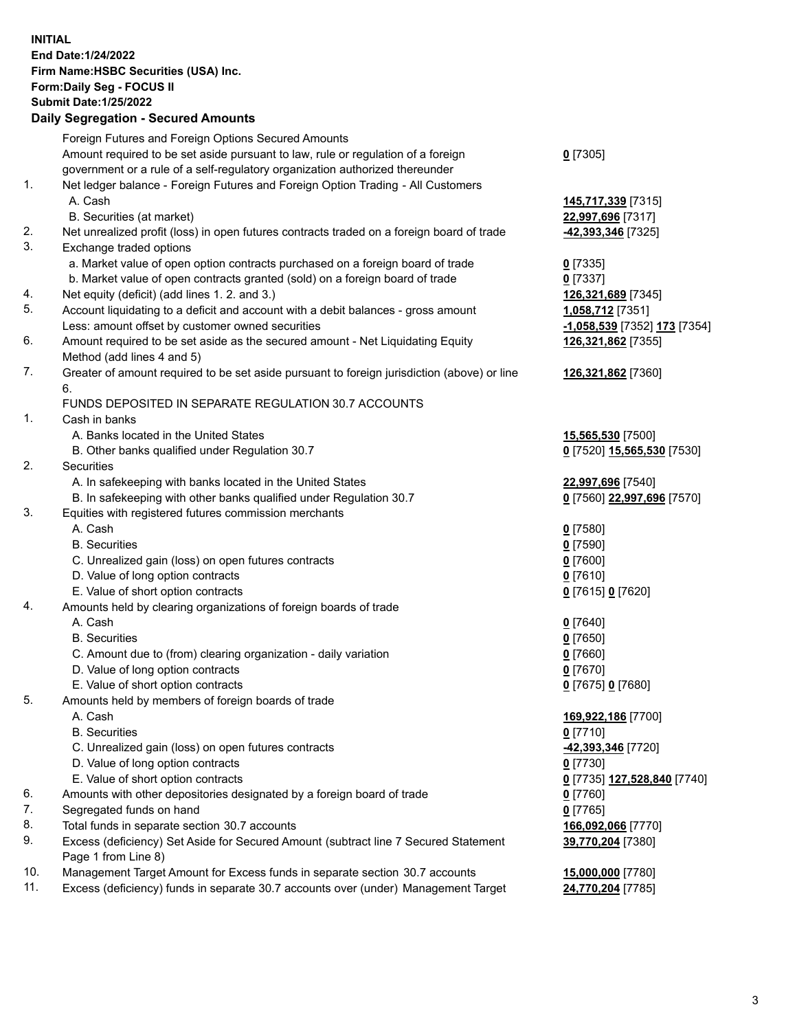**INITIAL**
**End Date:1/24/2022**
**Firm Name:HSBC Securities (USA) Inc.**
**Form:Daily Seg - FOCUS II**
**Submit Date:1/25/2022**

## Daily Segregation - Secured Amounts

| | | |
|---|---|---|
| | Foreign Futures and Foreign Options Secured Amounts | |
| | Amount required to be set aside pursuant to law, rule or regulation of a foreign government or a rule of a self-regulatory organization authorized thereunder | **0** [7305] |
| 1. | Net ledger balance - Foreign Futures and Foreign Option Trading - All Customers | |
| | A. Cash | **145,717,339** [7315] |
| | B. Securities (at market) | **22,997,696** [7317] |
| 2. | Net unrealized profit (loss) in open futures contracts traded on a foreign board of trade | **-42,393,346** [7325] |
| 3. | Exchange traded options | |
| | a. Market value of open option contracts purchased on a foreign board of trade | **0** [7335] |
| | b. Market value of open contracts granted (sold) on a foreign board of trade | **0** [7337] |
| 4. | Net equity (deficit) (add lines 1. 2. and 3.) | **126,321,689** [7345] |
| 5. | Account liquidating to a deficit and account with a debit balances - gross amount | **1,058,712** [7351] |
| | Less: amount offset by customer owned securities | **-1,058,539** [7352] **173** [7354] |
| 6. | Amount required to be set aside as the secured amount - Net Liquidating Equity Method (add lines 4 and 5) | **126,321,862** [7355] |
| 7. | Greater of amount required to be set aside pursuant to foreign jurisdiction (above) or line 6. | **126,321,862** [7360] |
| | FUNDS DEPOSITED IN SEPARATE REGULATION 30.7 ACCOUNTS | |
| 1. | Cash in banks | |
| | A. Banks located in the United States | **15,565,530** [7500] |
| | B. Other banks qualified under Regulation 30.7 | **0** [7520] **15,565,530** [7530] |
| 2. | Securities | |
| | A. In safekeeping with banks located in the United States | **22,997,696** [7540] |
| | B. In safekeeping with other banks qualified under Regulation 30.7 | **0** [7560] **22,997,696** [7570] |
| 3. | Equities with registered futures commission merchants | |
| | A. Cash | **0** [7580] |
| | B. Securities | **0** [7590] |
| | C. Unrealized gain (loss) on open futures contracts | **0** [7600] |
| | D. Value of long option contracts | **0** [7610] |
| | E. Value of short option contracts | **0** [7615] **0** [7620] |
| 4. | Amounts held by clearing organizations of foreign boards of trade | |
| | A. Cash | **0** [7640] |
| | B. Securities | **0** [7650] |
| | C. Amount due to (from) clearing organization - daily variation | **0** [7660] |
| | D. Value of long option contracts | **0** [7670] |
| | E. Value of short option contracts | **0** [7675] **0** [7680] |
| 5. | Amounts held by members of foreign boards of trade | |
| | A. Cash | **169,922,186** [7700] |
| | B. Securities | **0** [7710] |
| | C. Unrealized gain (loss) on open futures contracts | **-42,393,346** [7720] |
| | D. Value of long option contracts | **0** [7730] |
| | E. Value of short option contracts | **0** [7735] **127,528,840** [7740] |
| 6. | Amounts with other depositories designated by a foreign board of trade | **0** [7760] |
| 7. | Segregated funds on hand | **0** [7765] |
| 8. | Total funds in separate section 30.7 accounts | **166,092,066** [7770] |
| 9. | Excess (deficiency) Set Aside for Secured Amount (subtract line 7 Secured Statement Page 1 from Line 8) | **39,770,204** [7380] |
| 10. | Management Target Amount for Excess funds in separate section 30.7 accounts | **15,000,000** [7780] |
| 11. | Excess (deficiency) funds in separate 30.7 accounts over (under) Management Target | **24,770,204** [7785] |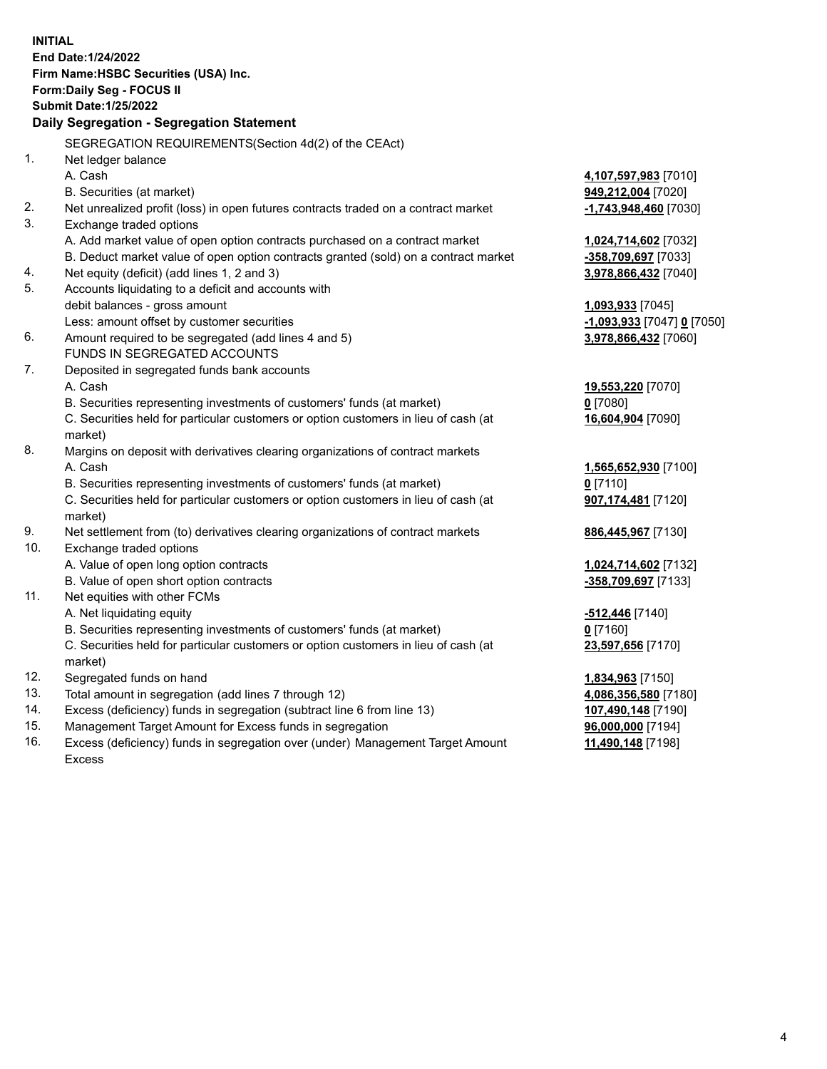**INITIAL**
**End Date:1/24/2022**
**Firm Name:HSBC Securities (USA) Inc.**
**Form:Daily Seg - FOCUS II**
**Submit Date:1/25/2022**

## Daily Segregation - Segregation Statement

| | | |
|---|---|---|
| | SEGREGATION REQUIREMENTS(Section 4d(2) of the CEAct) | |
| 1. | Net ledger balance | |
| | A. Cash | **4,107,597,983** [7010] |
| | B. Securities (at market) | **949,212,004** [7020] |
| 2. | Net unrealized profit (loss) in open futures contracts traded on a contract market | **-1,743,948,460** [7030] |
| 3. | Exchange traded options | |
| | A. Add market value of open option contracts purchased on a contract market | **1,024,714,602** [7032] |
| | B. Deduct market value of open option contracts granted (sold) on a contract market | **-358,709,697** [7033] |
| 4. | Net equity (deficit) (add lines 1, 2 and 3) | **3,978,866,432** [7040] |
| 5. | Accounts liquidating to a deficit and accounts with debit balances - gross amount | **1,093,933** [7045] |
| | Less: amount offset by customer securities | **-1,093,933** [7047] **0** [7050] |
| 6. | Amount required to be segregated (add lines 4 and 5) | **3,978,866,432** [7060] |
| | FUNDS IN SEGREGATED ACCOUNTS | |
| 7. | Deposited in segregated funds bank accounts | |
| | A. Cash | **19,553,220** [7070] |
| | B. Securities representing investments of customers' funds (at market) | **0** [7080] |
| | C. Securities held for particular customers or option customers in lieu of cash (at market) | **16,604,904** [7090] |
| 8. | Margins on deposit with derivatives clearing organizations of contract markets | |
| | A. Cash | **1,565,652,930** [7100] |
| | B. Securities representing investments of customers' funds (at market) | **0** [7110] |
| | C. Securities held for particular customers or option customers in lieu of cash (at market) | **907,174,481** [7120] |
| 9. | Net settlement from (to) derivatives clearing organizations of contract markets | **886,445,967** [7130] |
| 10. | Exchange traded options | |
| | A. Value of open long option contracts | **1,024,714,602** [7132] |
| | B. Value of open short option contracts | **-358,709,697** [7133] |
| 11. | Net equities with other FCMs | |
| | A. Net liquidating equity | **-512,446** [7140] |
| | B. Securities representing investments of customers' funds (at market) | **0** [7160] |
| | C. Securities held for particular customers or option customers in lieu of cash (at market) | **23,597,656** [7170] |
| 12. | Segregated funds on hand | **1,834,963** [7150] |
| 13. | Total amount in segregation (add lines 7 through 12) | **4,086,356,580** [7180] |
| 14. | Excess (deficiency) funds in segregation (subtract line 6 from line 13) | **107,490,148** [7190] |
| 15. | Management Target Amount for Excess funds in segregation | **96,000,000** [7194] |
| 16. | Excess (deficiency) funds in segregation over (under) Management Target Amount Excess | **11,490,148** [7198] |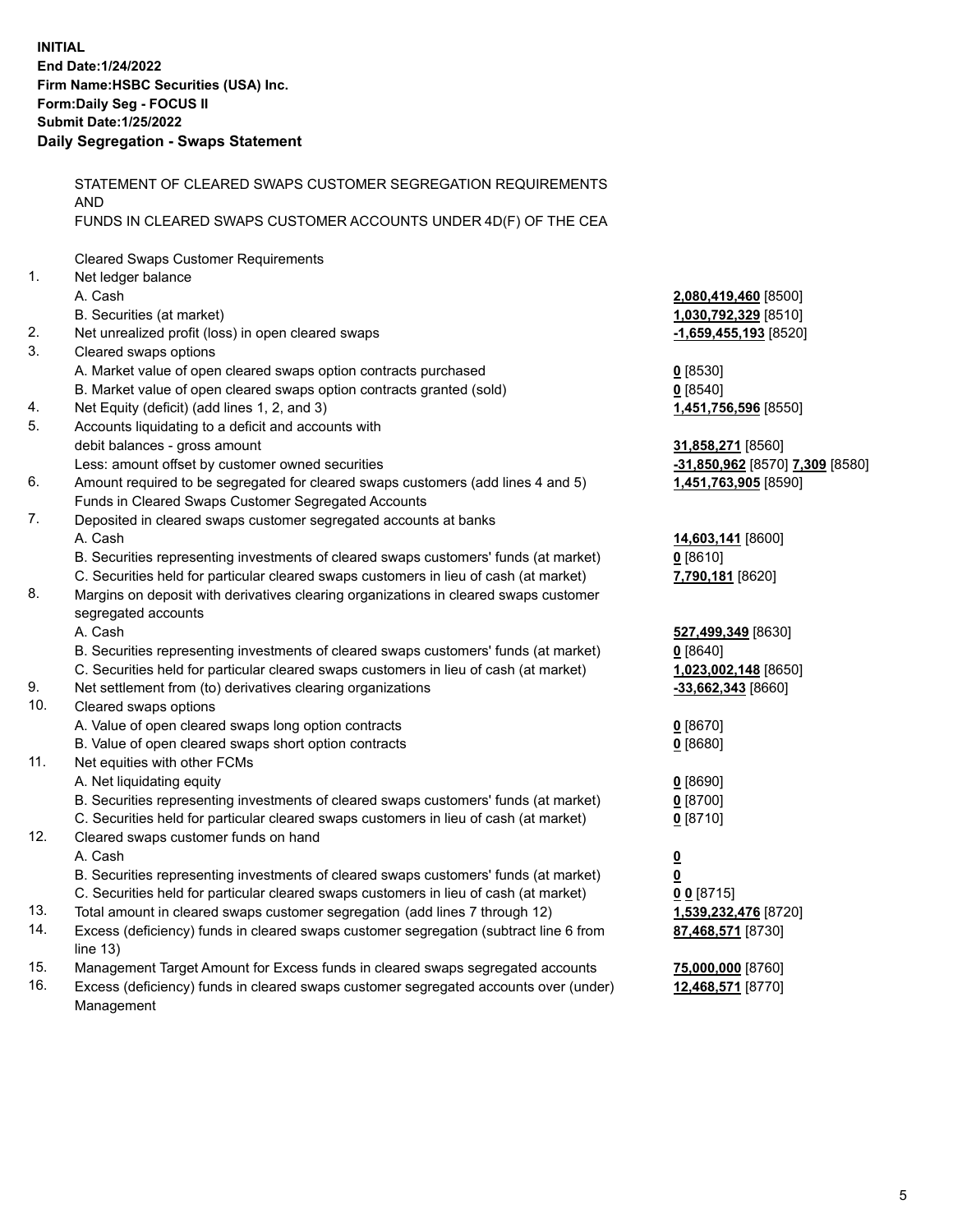**INITIAL**
**End Date:1/24/2022**
**Firm Name:HSBC Securities (USA) Inc.**
**Form:Daily Seg - FOCUS II**
**Submit Date:1/25/2022**
**Daily Segregation - Swaps Statement**

STATEMENT OF CLEARED SWAPS CUSTOMER SEGREGATION REQUIREMENTS AND
FUNDS IN CLEARED SWAPS CUSTOMER ACCOUNTS UNDER 4D(F) OF THE CEA

| | | |
|---|---|---|
| | Cleared Swaps Customer Requirements | |
| 1. | Net ledger balance | |
| | A. Cash | **2,080,419,460** [8500] |
| | B. Securities (at market) | **1,030,792,329** [8510] |
| 2. | Net unrealized profit (loss) in open cleared swaps | **-1,659,455,193** [8520] |
| 3. | Cleared swaps options | |
| | A. Market value of open cleared swaps option contracts purchased | **0** [8530] |
| | B. Market value of open cleared swaps option contracts granted (sold) | **0** [8540] |
| 4. | Net Equity (deficit) (add lines 1, 2, and 3) | **1,451,756,596** [8550] |
| 5. | Accounts liquidating to a deficit and accounts with debit balances - gross amount | **31,858,271** [8560] |
| | Less: amount offset by customer owned securities | **-31,850,962** [8570] **7,309** [8580] |
| 6. | Amount required to be segregated for cleared swaps customers (add lines 4 and 5) | **1,451,763,905** [8590] |
| | Funds in Cleared Swaps Customer Segregated Accounts | |
| 7. | Deposited in cleared swaps customer segregated accounts at banks | |
| | A. Cash | **14,603,141** [8600] |
| | B. Securities representing investments of cleared swaps customers' funds (at market) | **0** [8610] |
| | C. Securities held for particular cleared swaps customers in lieu of cash (at market) | **7,790,181** [8620] |
| 8. | Margins on deposit with derivatives clearing organizations in cleared swaps customer segregated accounts | |
| | A. Cash | **527,499,349** [8630] |
| | B. Securities representing investments of cleared swaps customers' funds (at market) | **0** [8640] |
| | C. Securities held for particular cleared swaps customers in lieu of cash (at market) | **1,023,002,148** [8650] |
| 9. | Net settlement from (to) derivatives clearing organizations | **-33,662,343** [8660] |
| 10. | Cleared swaps options | |
| | A. Value of open cleared swaps long option contracts | **0** [8670] |
| | B. Value of open cleared swaps short option contracts | **0** [8680] |
| 11. | Net equities with other FCMs | |
| | A. Net liquidating equity | **0** [8690] |
| | B. Securities representing investments of cleared swaps customers' funds (at market) | **0** [8700] |
| | C. Securities held for particular cleared swaps customers in lieu of cash (at market) | **0** [8710] |
| 12. | Cleared swaps customer funds on hand | |
| | A. Cash | **0** |
| | B. Securities representing investments of cleared swaps customers' funds (at market) | **0** |
| | C. Securities held for particular cleared swaps customers in lieu of cash (at market) | **0** **0** [8715] |
| 13. | Total amount in cleared swaps customer segregation (add lines 7 through 12) | **1,539,232,476** [8720] |
| 14. | Excess (deficiency) funds in cleared swaps customer segregation (subtract line 6 from line 13) | **87,468,571** [8730] |
| 15. | Management Target Amount for Excess funds in cleared swaps segregated accounts | **75,000,000** [8760] |
| 16. | Excess (deficiency) funds in cleared swaps customer segregated accounts over (under) Management | **12,468,571** [8770] |